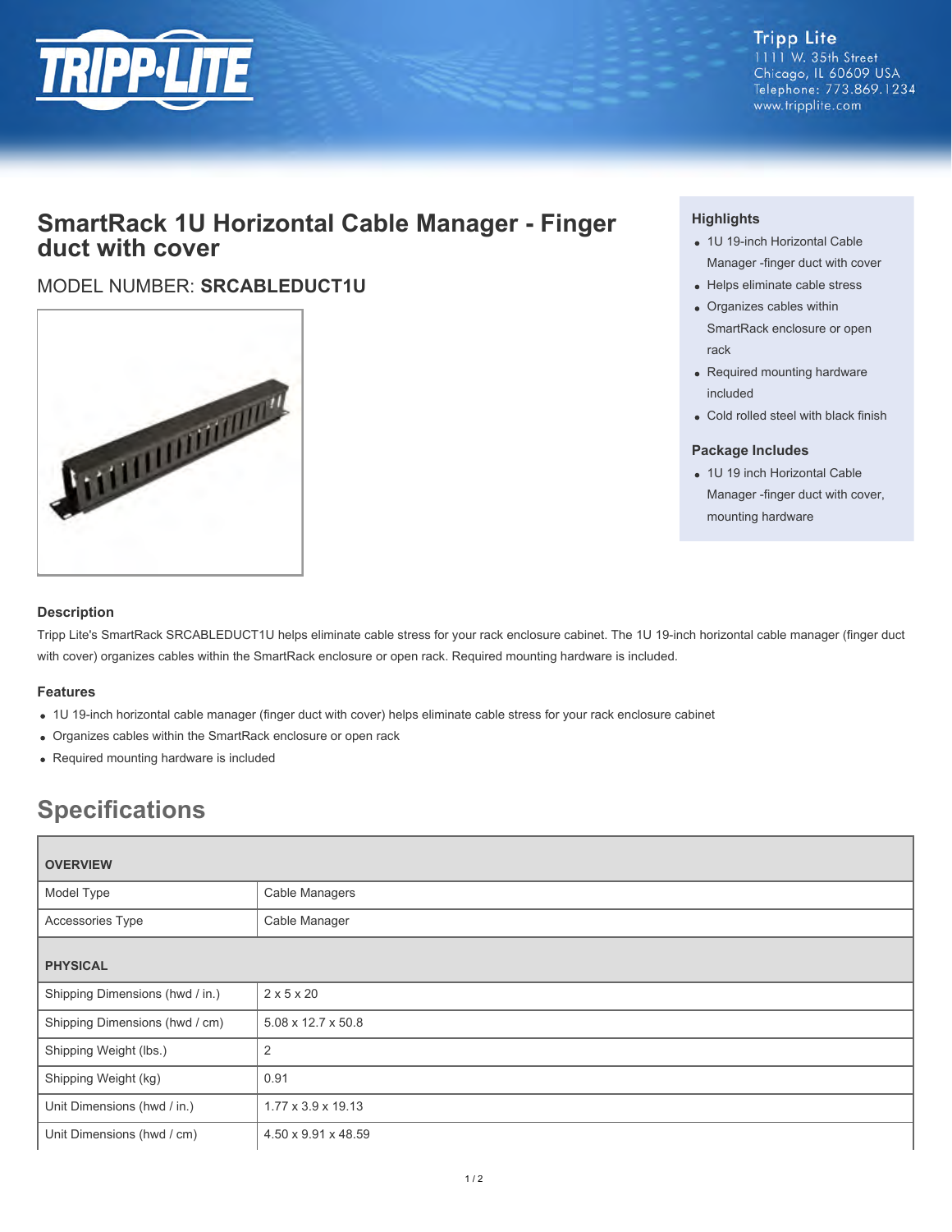Tripp Lite
1111 W. 35th Street
Chicago, IL 60609 USA
Telephone: 773.869.1234
www.tripplite.com

# SmartRack 1U Horizontal Cable Manager - Finger duct with cover

MODEL NUMBER: **SRCABLEDUCT1U**

### Highlights

- 1U 19-inch Horizontal Cable Manager -finger duct with cover
- Helps eliminate cable stress
- Organizes cables within SmartRack enclosure or open rack
- Required mounting hardware included
- Cold rolled steel with black finish

### Package Includes

- 1U 19 inch Horizontal Cable Manager -finger duct with cover, mounting hardware

### Description

Tripp Lite's SmartRack SRCABLEDUCT1U helps eliminate cable stress for your rack enclosure cabinet. The 1U 19-inch horizontal cable manager (finger duct with cover) organizes cables within the SmartRack enclosure or open rack. Required mounting hardware is included.

### Features

- 1U 19-inch horizontal cable manager (finger duct with cover) helps eliminate cable stress for your rack enclosure cabinet
- Organizes cables within the SmartRack enclosure or open rack
- Required mounting hardware is included

## Specifications

| OVERVIEW | |
|---|---|
| Model Type | Cable Managers |
| Accessories Type | Cable Manager |
| **PHYSICAL** | |
| Shipping Dimensions (hwd / in.) | 2 x 5 x 20 |
| Shipping Dimensions (hwd / cm) | 5.08 x 12.7 x 50.8 |
| Shipping Weight (lbs.) | 2 |
| Shipping Weight (kg) | 0.91 |
| Unit Dimensions (hwd / in.) | 1.77 x 3.9 x 19.13 |
| Unit Dimensions (hwd / cm) | 4.50 x 9.91 x 48.59 |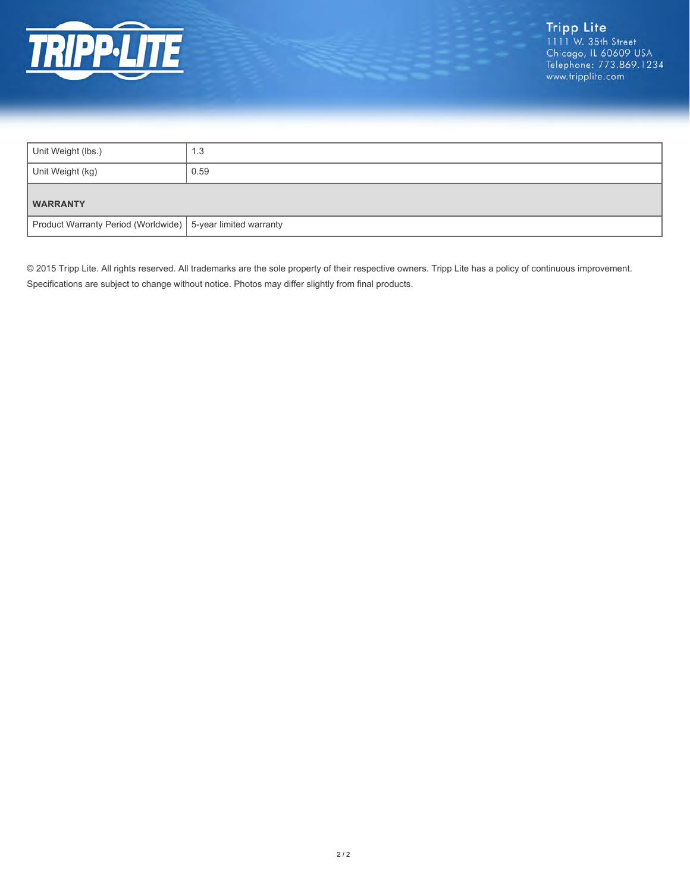| | |
|---|---|
| Unit Weight (lbs.) | 1.3 |
| Unit Weight (kg) | 0.59 |
| **WARRANTY** | |
| Product Warranty Period (Worldwide) | 5-year limited warranty |

© 2015 Tripp Lite. All rights reserved. All trademarks are the sole property of their respective owners. Tripp Lite has a policy of continuous improvement. Specifications are subject to change without notice. Photos may differ slightly from final products.